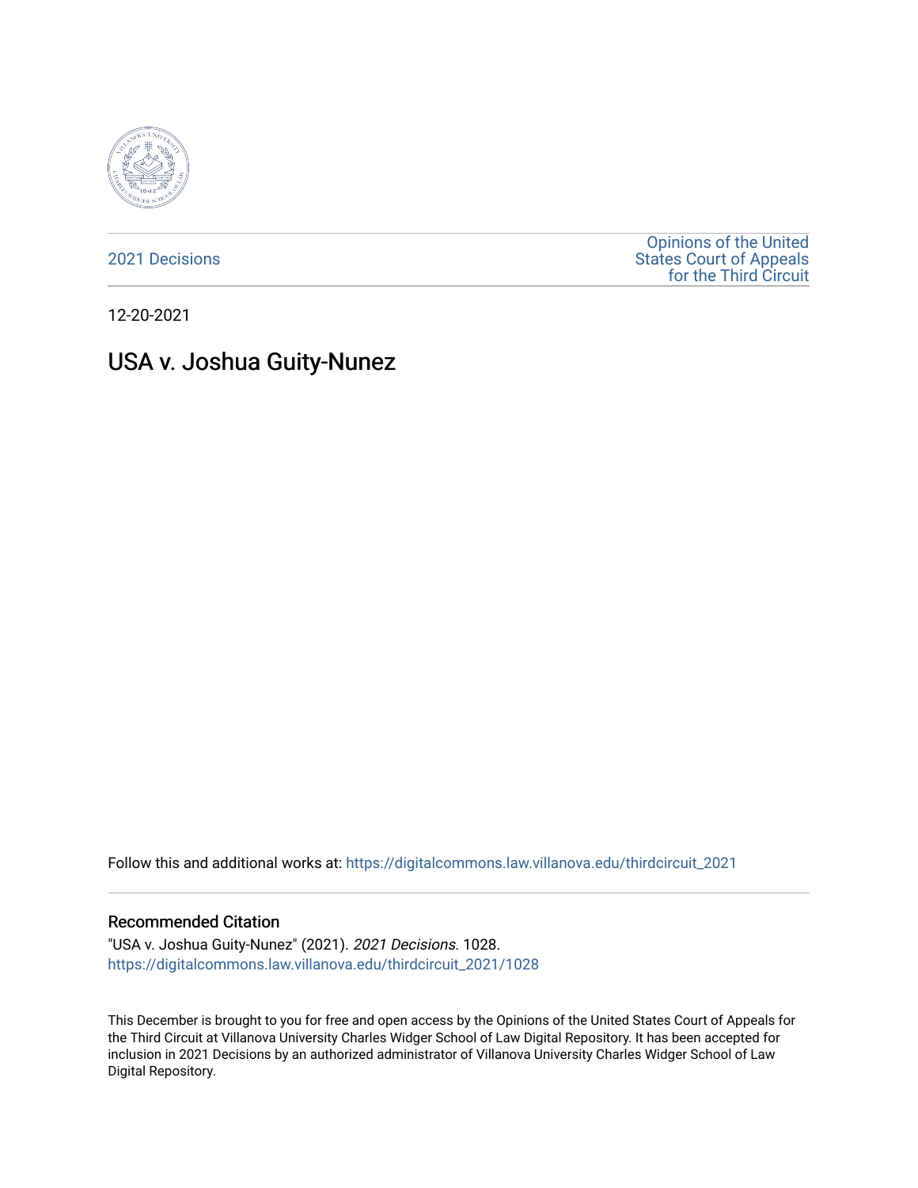2021 Decisions

Opinions of the United States Court of Appeals for the Third Circuit

12-20-2021

# USA v. Joshua Guity-Nunez

Follow this and additional works at: https://digitalcommons.law.villanova.edu/thirdcircuit_2021

## Recommended Citation

"USA v. Joshua Guity-Nunez" (2021). *2021 Decisions*. 1028.
https://digitalcommons.law.villanova.edu/thirdcircuit_2021/1028

This December is brought to you for free and open access by the Opinions of the United States Court of Appeals for the Third Circuit at Villanova University Charles Widger School of Law Digital Repository. It has been accepted for inclusion in 2021 Decisions by an authorized administrator of Villanova University Charles Widger School of Law Digital Repository.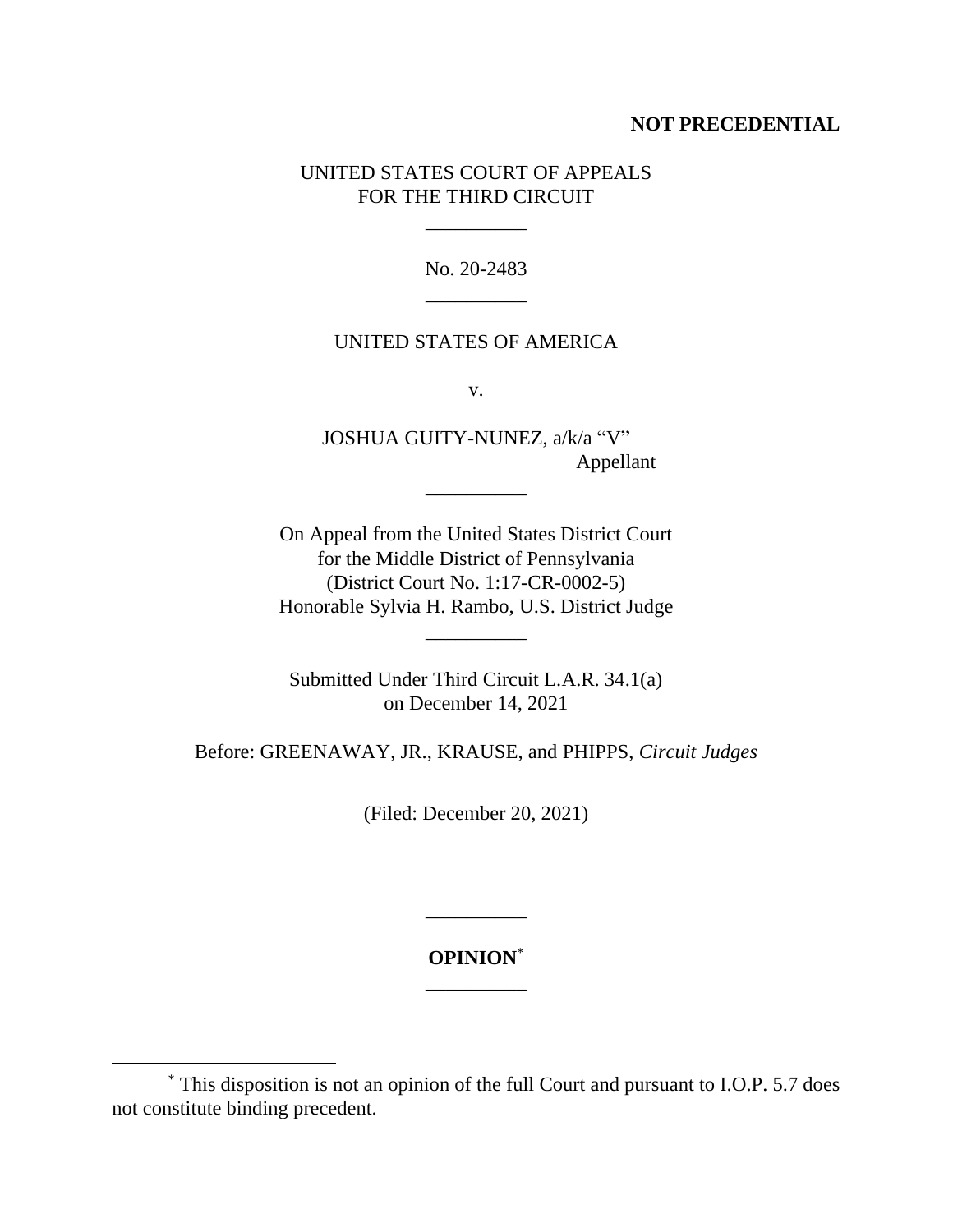**NOT PRECEDENTIAL**

UNITED STATES COURT OF APPEALS
FOR THE THIRD CIRCUIT

\_\_\_\_\_\_\_\_\_\_

No. 20-2483

\_\_\_\_\_\_\_\_\_\_

UNITED STATES OF AMERICA

v.

JOSHUA GUITY-NUNEZ, a/k/a "V"
Appellant

\_\_\_\_\_\_\_\_\_\_

On Appeal from the United States District Court
for the Middle District of Pennsylvania
(District Court No. 1:17-CR-0002-5)
Honorable Sylvia H. Rambo, U.S. District Judge

\_\_\_\_\_\_\_\_\_\_

Submitted Under Third Circuit L.A.R. 34.1(a)
on December 14, 2021

Before: GREENAWAY, JR., KRAUSE, and PHIPPS, *Circuit Judges*

(Filed: December 20, 2021)

\_\_\_\_\_\_\_\_\_\_

**OPINION**[*]

\_\_\_\_\_\_\_\_\_\_

[*] This disposition is not an opinion of the full Court and pursuant to I.O.P. 5.7 does not constitute binding precedent.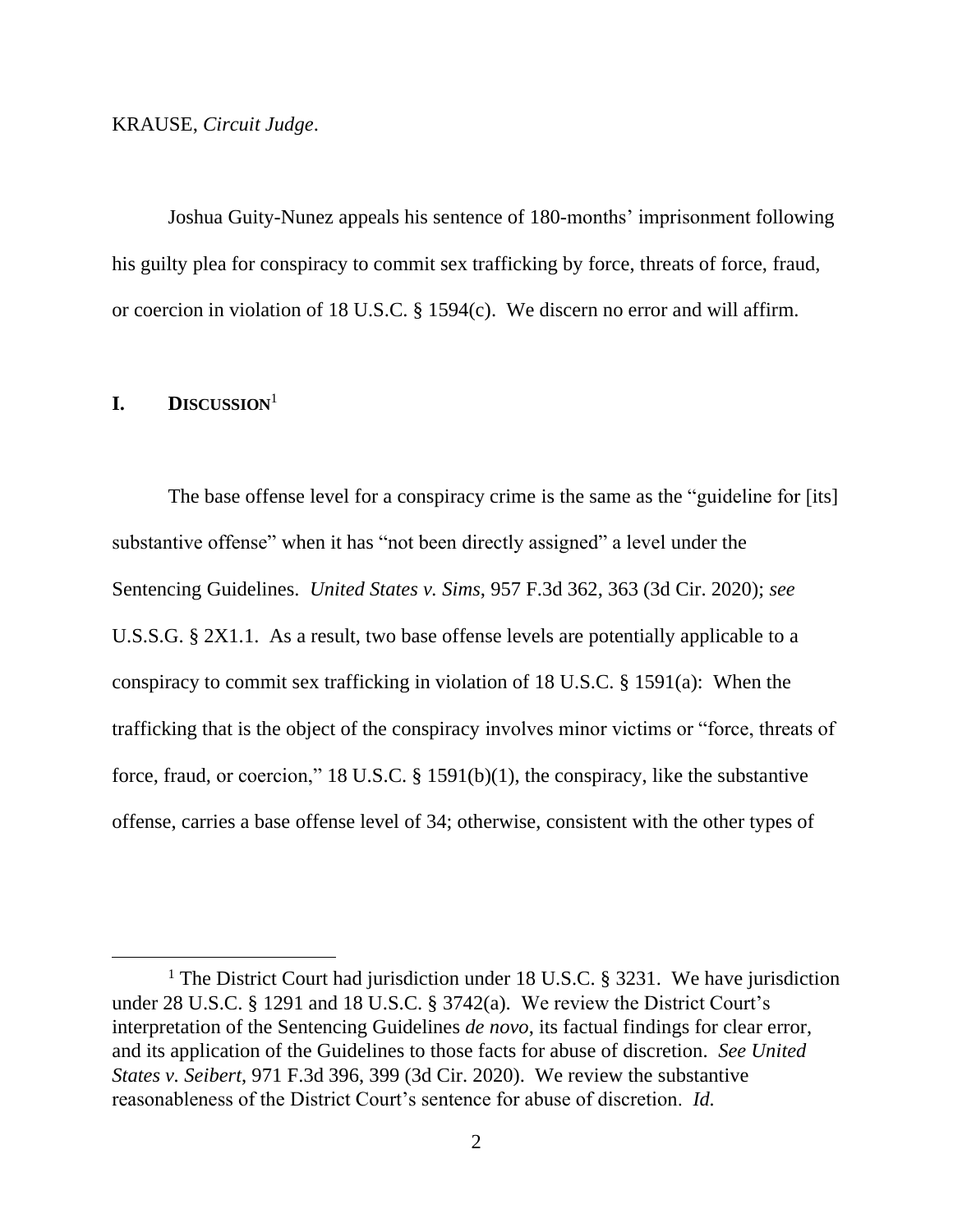KRAUSE, *Circuit Judge*.

Joshua Guity-Nunez appeals his sentence of 180-months' imprisonment following his guilty plea for conspiracy to commit sex trafficking by force, threats of force, fraud, or coercion in violation of 18 U.S.C. § 1594(c). We discern no error and will affirm.

## I. DISCUSSION[1]

The base offense level for a conspiracy crime is the same as the "guideline for [its] substantive offense" when it has "not been directly assigned" a level under the Sentencing Guidelines. *United States v. Sims*, 957 F.3d 362, 363 (3d Cir. 2020); *see* U.S.S.G. § 2X1.1. As a result, two base offense levels are potentially applicable to a conspiracy to commit sex trafficking in violation of 18 U.S.C. § 1591(a): When the trafficking that is the object of the conspiracy involves minor victims or "force, threats of force, fraud, or coercion," 18 U.S.C. § 1591(b)(1), the conspiracy, like the substantive offense, carries a base offense level of 34; otherwise, consistent with the other types of

[1] The District Court had jurisdiction under 18 U.S.C. § 3231. We have jurisdiction under 28 U.S.C. § 1291 and 18 U.S.C. § 3742(a). We review the District Court's interpretation of the Sentencing Guidelines *de novo*, its factual findings for clear error, and its application of the Guidelines to those facts for abuse of discretion. *See United States v. Seibert*, 971 F.3d 396, 399 (3d Cir. 2020). We review the substantive reasonableness of the District Court's sentence for abuse of discretion. *Id.*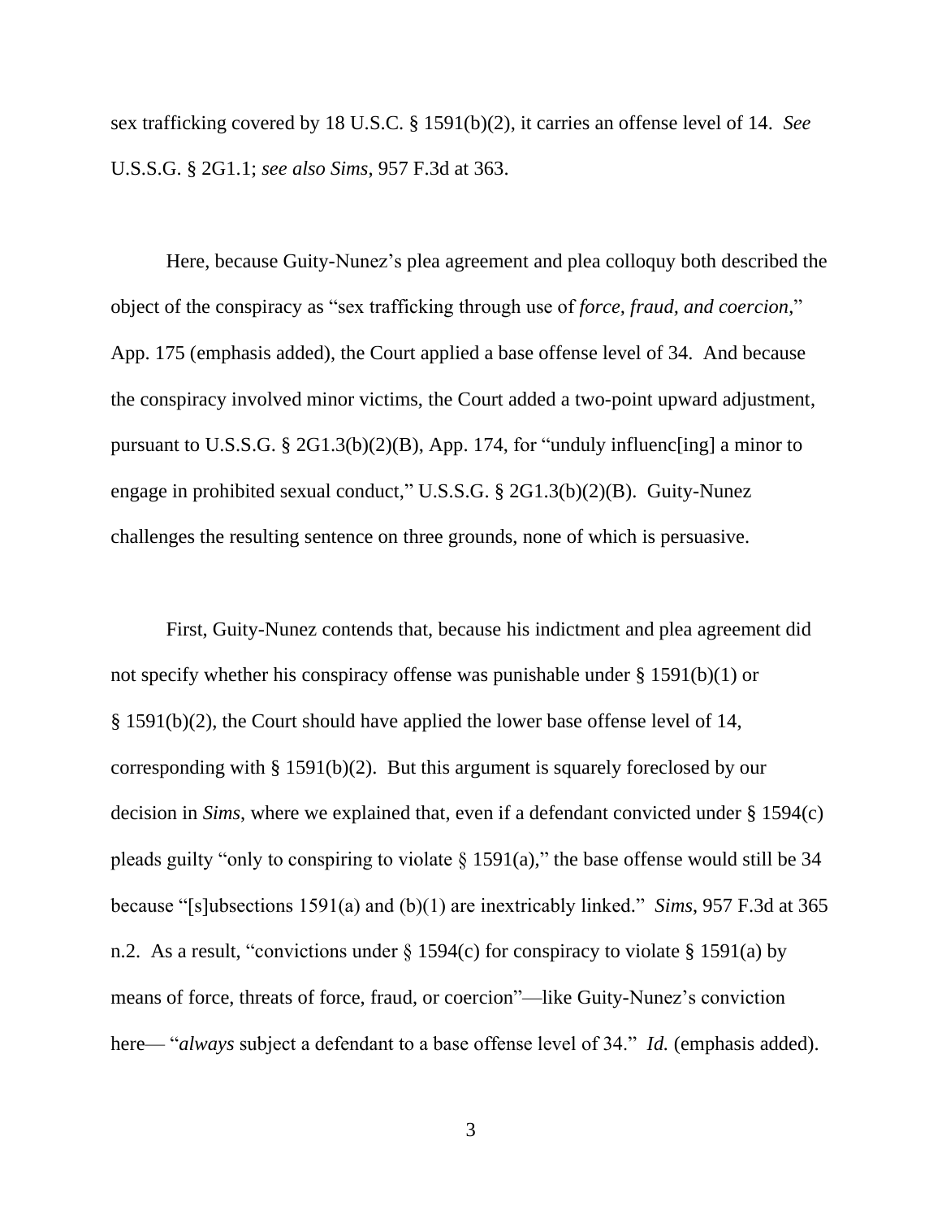sex trafficking covered by 18 U.S.C. § 1591(b)(2), it carries an offense level of 14. *See* U.S.S.G. § 2G1.1; *see also Sims*, 957 F.3d at 363.

Here, because Guity-Nunez's plea agreement and plea colloquy both described the object of the conspiracy as "sex trafficking through use of *force, fraud, and coercion*," App. 175 (emphasis added), the Court applied a base offense level of 34. And because the conspiracy involved minor victims, the Court added a two-point upward adjustment, pursuant to U.S.S.G. § 2G1.3(b)(2)(B), App. 174, for "unduly influenc[ing] a minor to engage in prohibited sexual conduct," U.S.S.G. § 2G1.3(b)(2)(B). Guity-Nunez challenges the resulting sentence on three grounds, none of which is persuasive.

First, Guity-Nunez contends that, because his indictment and plea agreement did not specify whether his conspiracy offense was punishable under § 1591(b)(1) or § 1591(b)(2), the Court should have applied the lower base offense level of 14, corresponding with § 1591(b)(2). But this argument is squarely foreclosed by our decision in *Sims*, where we explained that, even if a defendant convicted under § 1594(c) pleads guilty "only to conspiring to violate § 1591(a)," the base offense would still be 34 because "[s]ubsections 1591(a) and (b)(1) are inextricably linked." *Sims*, 957 F.3d at 365 n.2. As a result, "convictions under § 1594(c) for conspiracy to violate § 1591(a) by means of force, threats of force, fraud, or coercion"—like Guity-Nunez's conviction here— "*always* subject a defendant to a base offense level of 34." *Id.* (emphasis added).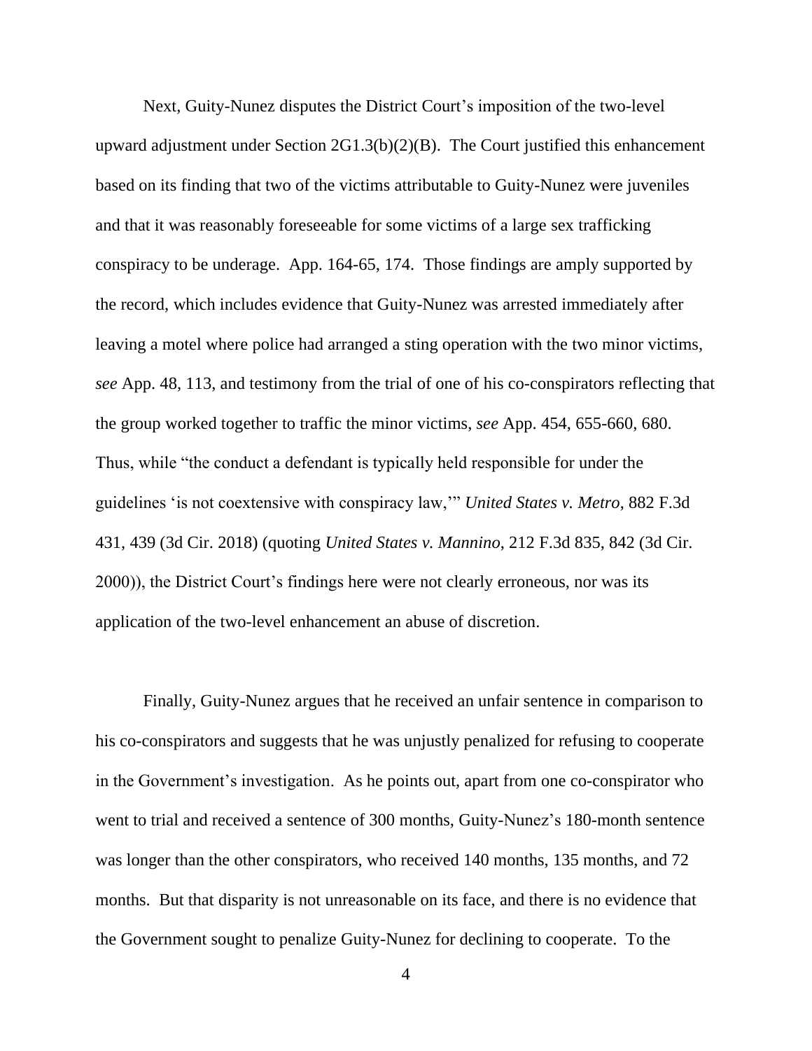Next, Guity-Nunez disputes the District Court's imposition of the two-level upward adjustment under Section 2G1.3(b)(2)(B). The Court justified this enhancement based on its finding that two of the victims attributable to Guity-Nunez were juveniles and that it was reasonably foreseeable for some victims of a large sex trafficking conspiracy to be underage. App. 164-65, 174. Those findings are amply supported by the record, which includes evidence that Guity-Nunez was arrested immediately after leaving a motel where police had arranged a sting operation with the two minor victims, *see* App. 48, 113, and testimony from the trial of one of his co-conspirators reflecting that the group worked together to traffic the minor victims, *see* App. 454, 655-660, 680. Thus, while "the conduct a defendant is typically held responsible for under the guidelines 'is not coextensive with conspiracy law,'" *United States v. Metro*, 882 F.3d 431, 439 (3d Cir. 2018) (quoting *United States v. Mannino*, 212 F.3d 835, 842 (3d Cir. 2000)), the District Court's findings here were not clearly erroneous, nor was its application of the two-level enhancement an abuse of discretion.

Finally, Guity-Nunez argues that he received an unfair sentence in comparison to his co-conspirators and suggests that he was unjustly penalized for refusing to cooperate in the Government's investigation. As he points out, apart from one co-conspirator who went to trial and received a sentence of 300 months, Guity-Nunez's 180-month sentence was longer than the other conspirators, who received 140 months, 135 months, and 72 months. But that disparity is not unreasonable on its face, and there is no evidence that the Government sought to penalize Guity-Nunez for declining to cooperate. To the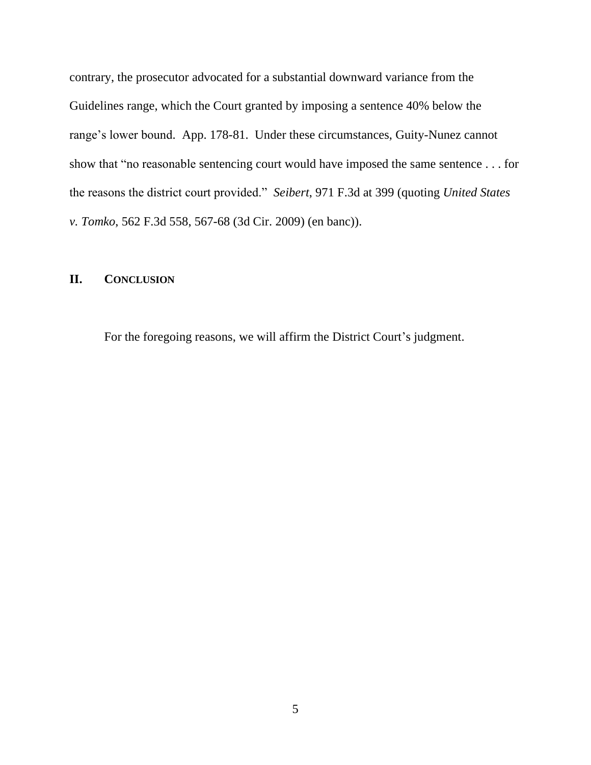contrary, the prosecutor advocated for a substantial downward variance from the Guidelines range, which the Court granted by imposing a sentence 40% below the range's lower bound. App. 178-81. Under these circumstances, Guity-Nunez cannot show that "no reasonable sentencing court would have imposed the same sentence . . . for the reasons the district court provided." *Seibert*, 971 F.3d at 399 (quoting *United States v. Tomko*, 562 F.3d 558, 567-68 (3d Cir. 2009) (en banc)).

## II. CONCLUSION

For the foregoing reasons, we will affirm the District Court's judgment.